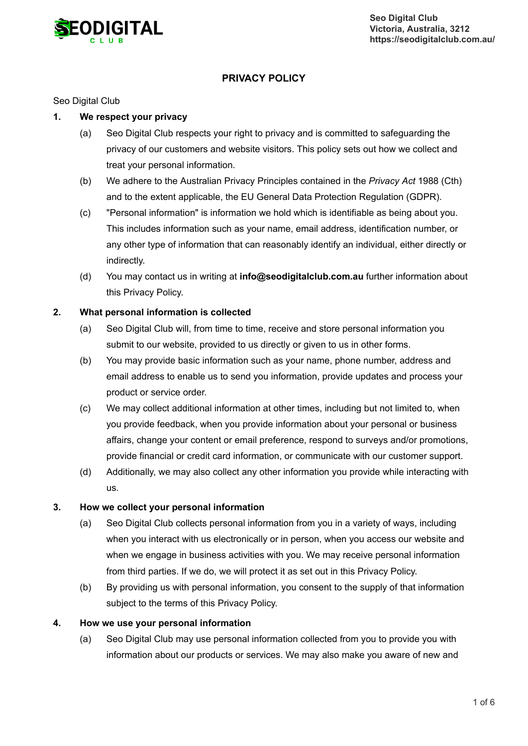Seo Digital Club
Victoria, Australia, 3212
https://seodigitalclub.com.au/

# PRIVACY POLICY

Seo Digital Club

## 1. We respect your privacy

(a) Seo Digital Club respects your right to privacy and is committed to safeguarding the privacy of our customers and website visitors. This policy sets out how we collect and treat your personal information.

(b) We adhere to the Australian Privacy Principles contained in the *Privacy Act* 1988 (Cth) and to the extent applicable, the EU General Data Protection Regulation (GDPR).

(c) "Personal information" is information we hold which is identifiable as being about you. This includes information such as your name, email address, identification number, or any other type of information that can reasonably identify an individual, either directly or indirectly.

(d) You may contact us in writing at **info@seodigitalclub.com.au** further information about this Privacy Policy.

## 2. What personal information is collected

(a) Seo Digital Club will, from time to time, receive and store personal information you submit to our website, provided to us directly or given to us in other forms.

(b) You may provide basic information such as your name, phone number, address and email address to enable us to send you information, provide updates and process your product or service order.

(c) We may collect additional information at other times, including but not limited to, when you provide feedback, when you provide information about your personal or business affairs, change your content or email preference, respond to surveys and/or promotions, provide financial or credit card information, or communicate with our customer support.

(d) Additionally, we may also collect any other information you provide while interacting with us.

## 3. How we collect your personal information

(a) Seo Digital Club collects personal information from you in a variety of ways, including when you interact with us electronically or in person, when you access our website and when we engage in business activities with you. We may receive personal information from third parties. If we do, we will protect it as set out in this Privacy Policy.

(b) By providing us with personal information, you consent to the supply of that information subject to the terms of this Privacy Policy.

## 4. How we use your personal information

(a) Seo Digital Club may use personal information collected from you to provide you with information about our products or services. We may also make you aware of new and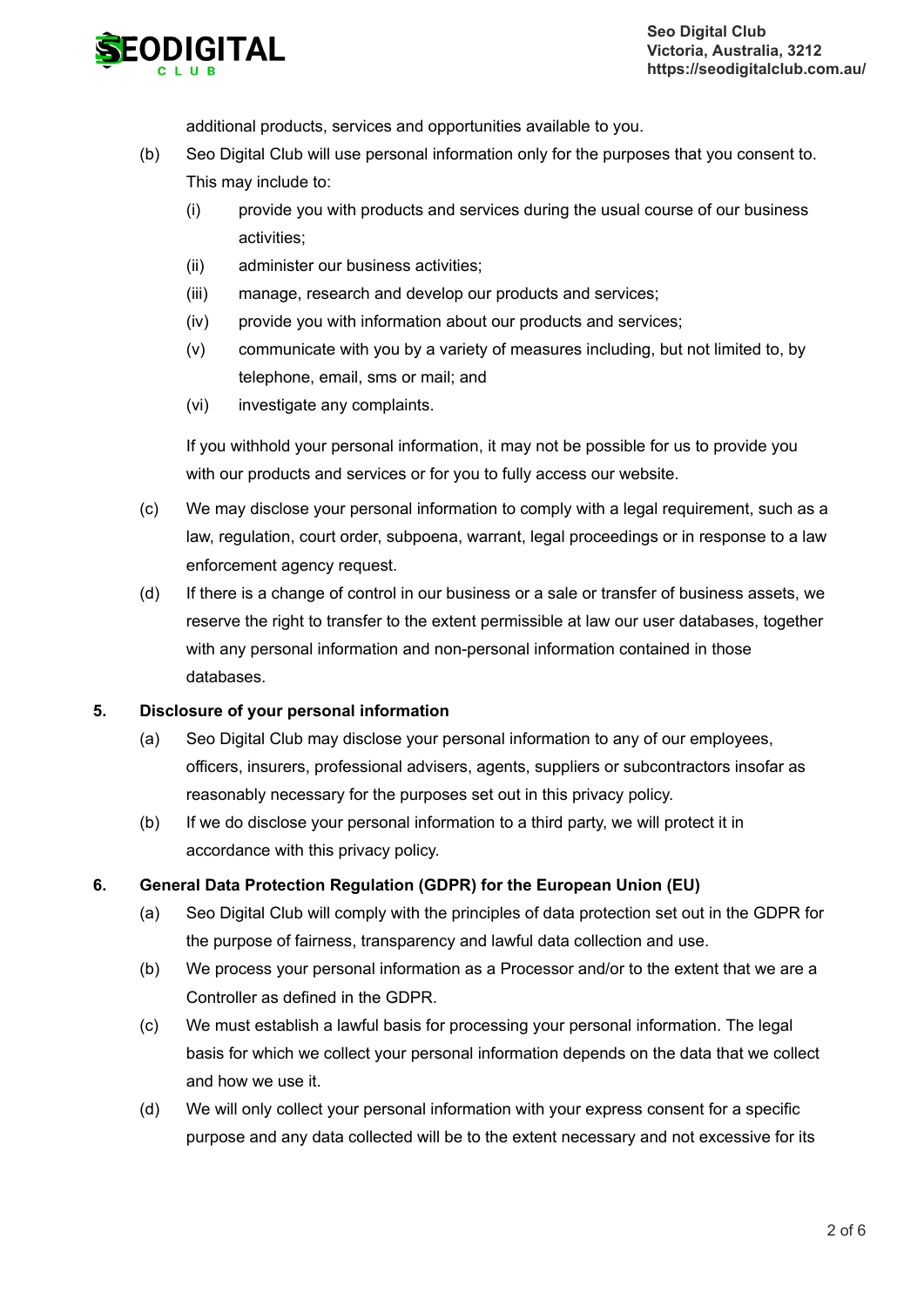additional products, services and opportunities available to you.

(b) Seo Digital Club will use personal information only for the purposes that you consent to. This may include to:

   (i) provide you with products and services during the usual course of our business activities;

   (ii) administer our business activities;

   (iii) manage, research and develop our products and services;

   (iv) provide you with information about our products and services;

   (v) communicate with you by a variety of measures including, but not limited to, by telephone, email, sms or mail; and

   (vi) investigate any complaints.

   If you withhold your personal information, it may not be possible for us to provide you with our products and services or for you to fully access our website.

(c) We may disclose your personal information to comply with a legal requirement, such as a law, regulation, court order, subpoena, warrant, legal proceedings or in response to a law enforcement agency request.

(d) If there is a change of control in our business or a sale or transfer of business assets, we reserve the right to transfer to the extent permissible at law our user databases, together with any personal information and non-personal information contained in those databases.

## 5. Disclosure of your personal information

(a) Seo Digital Club may disclose your personal information to any of our employees, officers, insurers, professional advisers, agents, suppliers or subcontractors insofar as reasonably necessary for the purposes set out in this privacy policy.

(b) If we do disclose your personal information to a third party, we will protect it in accordance with this privacy policy.

## 6. General Data Protection Regulation (GDPR) for the European Union (EU)

(a) Seo Digital Club will comply with the principles of data protection set out in the GDPR for the purpose of fairness, transparency and lawful data collection and use.

(b) We process your personal information as a Processor and/or to the extent that we are a Controller as defined in the GDPR.

(c) We must establish a lawful basis for processing your personal information. The legal basis for which we collect your personal information depends on the data that we collect and how we use it.

(d) We will only collect your personal information with your express consent for a specific purpose and any data collected will be to the extent necessary and not excessive for its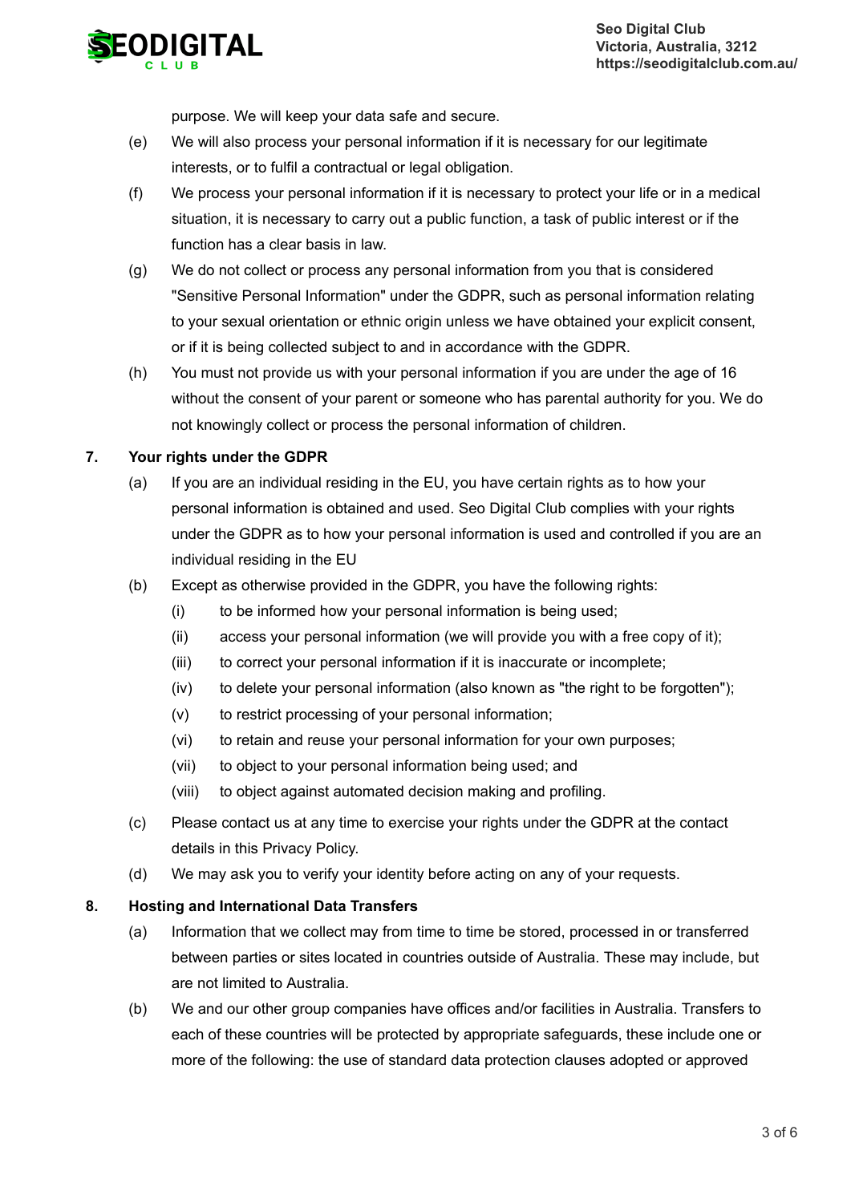purpose. We will keep your data safe and secure.

(e) We will also process your personal information if it is necessary for our legitimate interests, or to fulfil a contractual or legal obligation.

(f) We process your personal information if it is necessary to protect your life or in a medical situation, it is necessary to carry out a public function, a task of public interest or if the function has a clear basis in law.

(g) We do not collect or process any personal information from you that is considered "Sensitive Personal Information" under the GDPR, such as personal information relating to your sexual orientation or ethnic origin unless we have obtained your explicit consent, or if it is being collected subject to and in accordance with the GDPR.

(h) You must not provide us with your personal information if you are under the age of 16 without the consent of your parent or someone who has parental authority for you. We do not knowingly collect or process the personal information of children.

## 7. Your rights under the GDPR

(a) If you are an individual residing in the EU, you have certain rights as to how your personal information is obtained and used. Seo Digital Club complies with your rights under the GDPR as to how your personal information is used and controlled if you are an individual residing in the EU

(b) Except as otherwise provided in the GDPR, you have the following rights:

- (i) to be informed how your personal information is being used;
- (ii) access your personal information (we will provide you with a free copy of it);
- (iii) to correct your personal information if it is inaccurate or incomplete;
- (iv) to delete your personal information (also known as "the right to be forgotten");
- (v) to restrict processing of your personal information;
- (vi) to retain and reuse your personal information for your own purposes;
- (vii) to object to your personal information being used; and
- (viii) to object against automated decision making and profiling.

(c) Please contact us at any time to exercise your rights under the GDPR at the contact details in this Privacy Policy.

(d) We may ask you to verify your identity before acting on any of your requests.

## 8. Hosting and International Data Transfers

(a) Information that we collect may from time to time be stored, processed in or transferred between parties or sites located in countries outside of Australia. These may include, but are not limited to Australia.

(b) We and our other group companies have offices and/or facilities in Australia. Transfers to each of these countries will be protected by appropriate safeguards, these include one or more of the following: the use of standard data protection clauses adopted or approved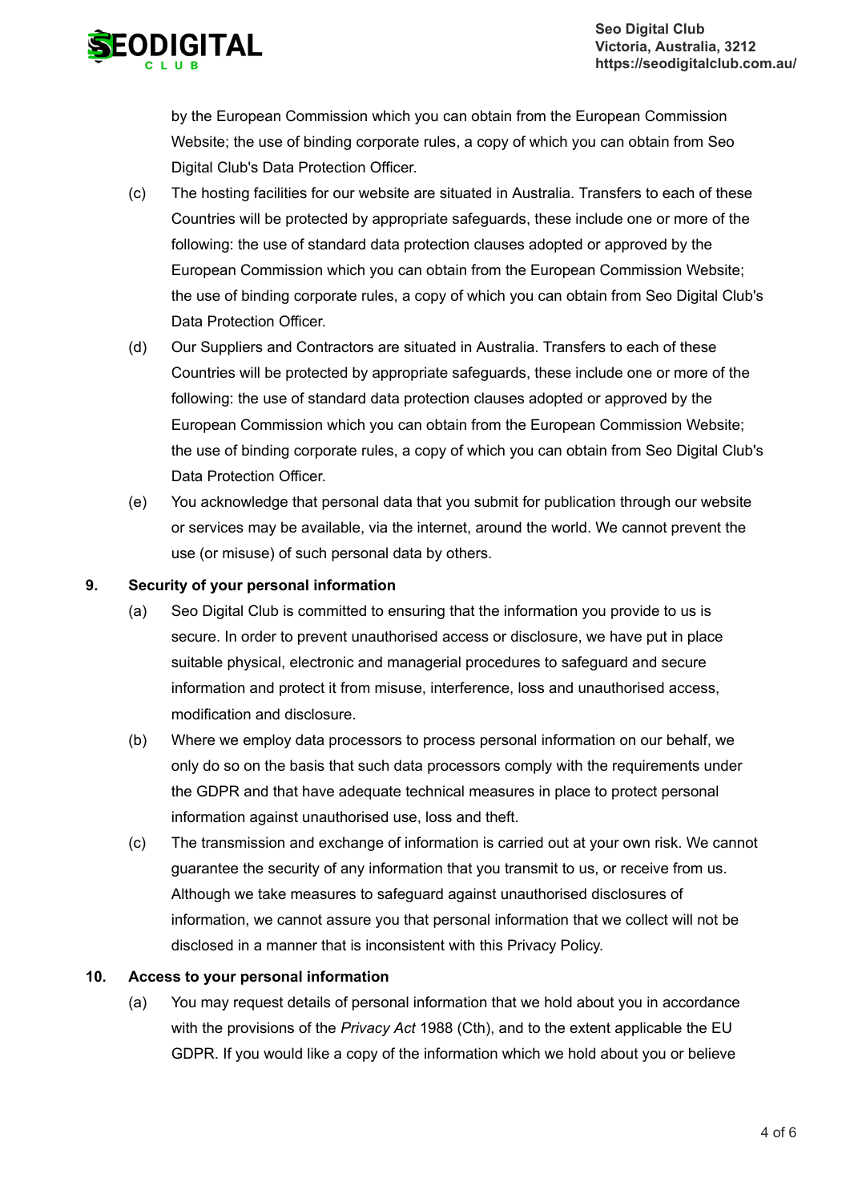by the European Commission which you can obtain from the European Commission Website; the use of binding corporate rules, a copy of which you can obtain from Seo Digital Club's Data Protection Officer.

(c) The hosting facilities for our website are situated in Australia. Transfers to each of these Countries will be protected by appropriate safeguards, these include one or more of the following: the use of standard data protection clauses adopted or approved by the European Commission which you can obtain from the European Commission Website; the use of binding corporate rules, a copy of which you can obtain from Seo Digital Club's Data Protection Officer.

(d) Our Suppliers and Contractors are situated in Australia. Transfers to each of these Countries will be protected by appropriate safeguards, these include one or more of the following: the use of standard data protection clauses adopted or approved by the European Commission which you can obtain from the European Commission Website; the use of binding corporate rules, a copy of which you can obtain from Seo Digital Club's Data Protection Officer.

(e) You acknowledge that personal data that you submit for publication through our website or services may be available, via the internet, around the world. We cannot prevent the use (or misuse) of such personal data by others.

## 9. Security of your personal information

(a) Seo Digital Club is committed to ensuring that the information you provide to us is secure. In order to prevent unauthorised access or disclosure, we have put in place suitable physical, electronic and managerial procedures to safeguard and secure information and protect it from misuse, interference, loss and unauthorised access, modification and disclosure.

(b) Where we employ data processors to process personal information on our behalf, we only do so on the basis that such data processors comply with the requirements under the GDPR and that have adequate technical measures in place to protect personal information against unauthorised use, loss and theft.

(c) The transmission and exchange of information is carried out at your own risk. We cannot guarantee the security of any information that you transmit to us, or receive from us. Although we take measures to safeguard against unauthorised disclosures of information, we cannot assure you that personal information that we collect will not be disclosed in a manner that is inconsistent with this Privacy Policy.

## 10. Access to your personal information

(a) You may request details of personal information that we hold about you in accordance with the provisions of the *Privacy Act* 1988 (Cth), and to the extent applicable the EU GDPR. If you would like a copy of the information which we hold about you or believe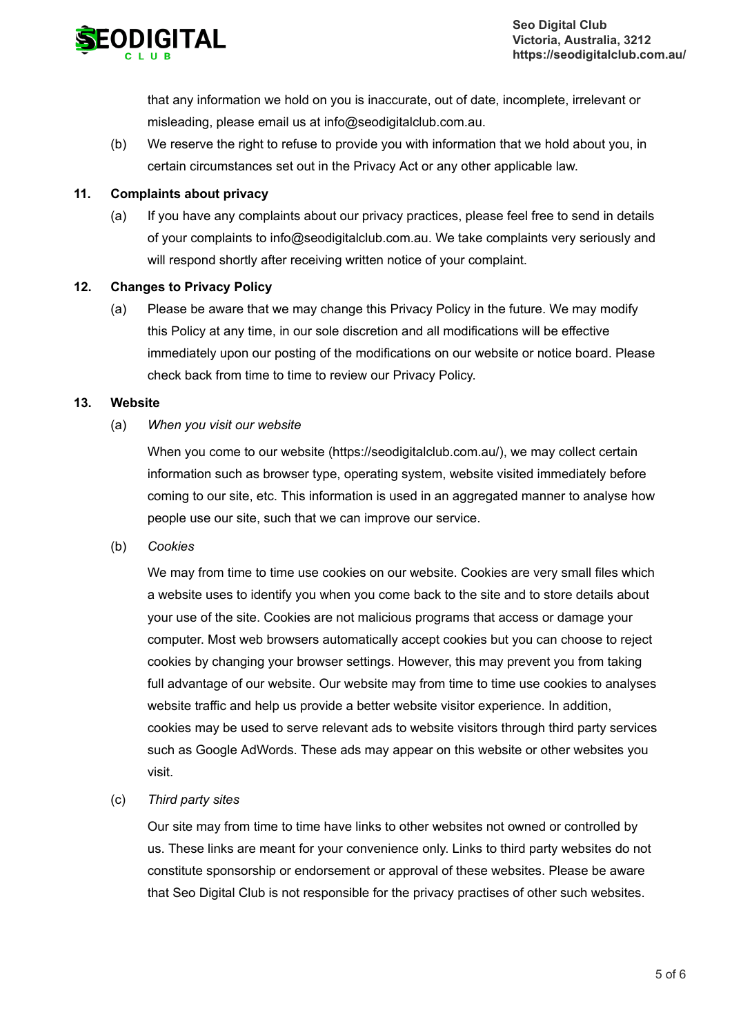that any information we hold on you is inaccurate, out of date, incomplete, irrelevant or misleading, please email us at info@seodigitalclub.com.au.

(b) We reserve the right to refuse to provide you with information that we hold about you, in certain circumstances set out in the Privacy Act or any other applicable law.

## 11. Complaints about privacy

(a) If you have any complaints about our privacy practices, please feel free to send in details of your complaints to info@seodigitalclub.com.au. We take complaints very seriously and will respond shortly after receiving written notice of your complaint.

## 12. Changes to Privacy Policy

(a) Please be aware that we may change this Privacy Policy in the future. We may modify this Policy at any time, in our sole discretion and all modifications will be effective immediately upon our posting of the modifications on our website or notice board. Please check back from time to time to review our Privacy Policy.

## 13. Website

(a) *When you visit our website*

When you come to our website (https://seodigitalclub.com.au/), we may collect certain information such as browser type, operating system, website visited immediately before coming to our site, etc. This information is used in an aggregated manner to analyse how people use our site, such that we can improve our service.

(b) *Cookies*

We may from time to time use cookies on our website. Cookies are very small files which a website uses to identify you when you come back to the site and to store details about your use of the site. Cookies are not malicious programs that access or damage your computer. Most web browsers automatically accept cookies but you can choose to reject cookies by changing your browser settings. However, this may prevent you from taking full advantage of our website. Our website may from time to time use cookies to analyses website traffic and help us provide a better website visitor experience. In addition, cookies may be used to serve relevant ads to website visitors through third party services such as Google AdWords. These ads may appear on this website or other websites you visit.

(c) *Third party sites*

Our site may from time to time have links to other websites not owned or controlled by us. These links are meant for your convenience only. Links to third party websites do not constitute sponsorship or endorsement or approval of these websites. Please be aware that Seo Digital Club is not responsible for the privacy practises of other such websites.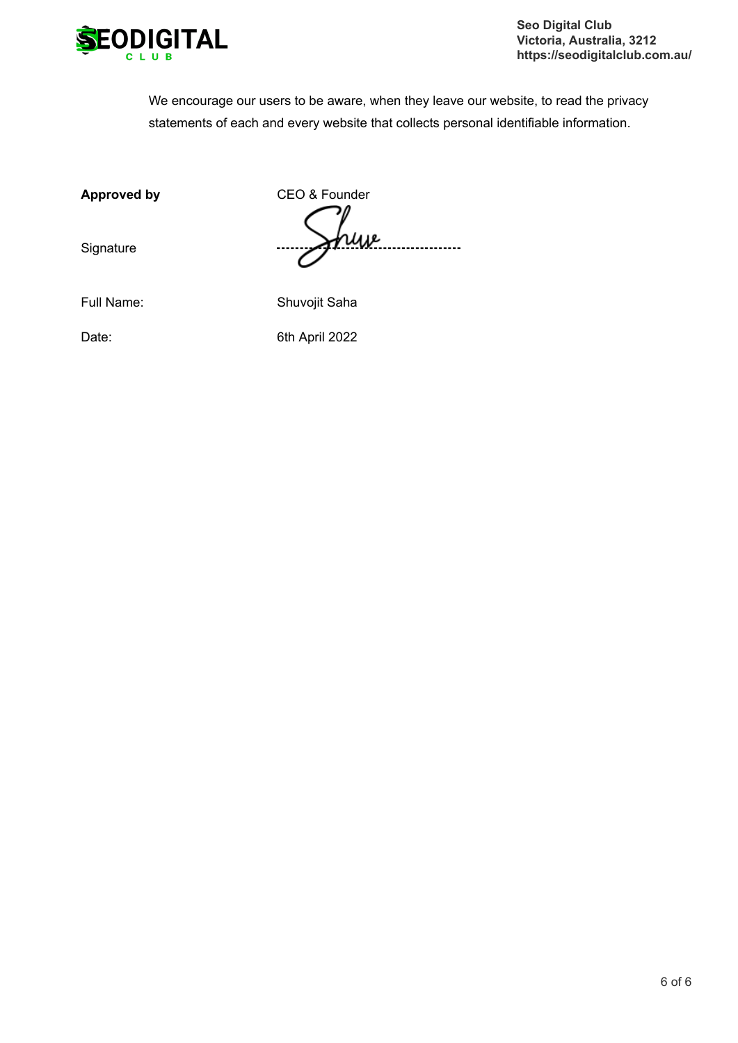We encourage our users to be aware, when they leave our website, to read the privacy statements of each and every website that collects personal identifiable information.

| | |
|---|---|
| **Approved by** | CEO & Founder |
| Signature | |
| Full Name: | Shuvojit Saha |
| Date: | 6th April 2022 |